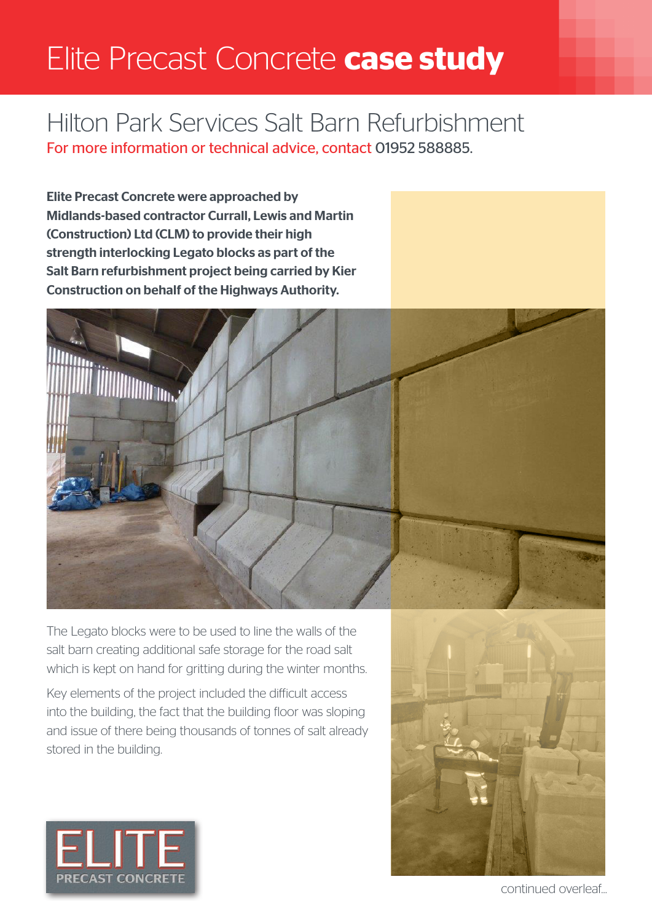# Elite Precast Concrete **case study**

## Hilton Park Services Salt Barn Refurbishment

For more information or technical advice, contact 01952 588885.

**Elite Precast Concrete were approached by Midlands-based contractor Currall, Lewis and Martin (Construction) Ltd (CLM) to provide their high strength interlocking Legato blocks as part of the Salt Barn refurbishment project being carried by Kier Construction on behalf of the Highways Authority.**

The Legato blocks were to be used to line the walls of the salt barn creating additional safe storage for the road salt which is kept on hand for gritting during the winter months.

Key elements of the project included the difficult access into the building, the fact that the building floor was sloping and issue of there being thousands of tonnes of salt already stored in the building.

continued overleaf...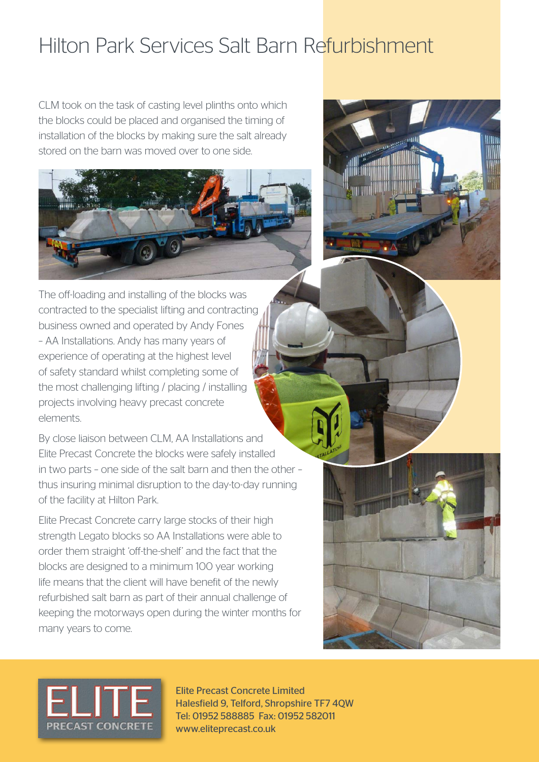# Hilton Park Services Salt Barn Refurbishment

CLM took on the task of casting level plinths onto which the blocks could be placed and organised the timing of installation of the blocks by making sure the salt already stored on the barn was moved over to one side.

The off-loading and installing of the blocks was contracted to the specialist lifting and contracting business owned and operated by Andy Fones – AA Installations. Andy has many years of experience of operating at the highest level of safety standard whilst completing some of the most challenging lifting / placing / installing projects involving heavy precast concrete elements.

By close liaison between CLM, AA Installations and Elite Precast Concrete the blocks were safely installed in two parts – one side of the salt barn and then the other – thus insuring minimal disruption to the day-to-day running of the facility at Hilton Park.

Elite Precast Concrete carry large stocks of their high strength Legato blocks so AA Installations were able to order them straight 'off-the-shelf' and the fact that the blocks are designed to a minimum 100 year working life means that the client will have benefit of the newly refurbished salt barn as part of their annual challenge of keeping the motorways open during the winter months for many years to come.

ELITE PRECAST CONCRETE

Elite Precast Concrete Limited
Halesfield 9, Telford, Shropshire TF7 4QW
Tel: 01952 588885 Fax: 01952 582011
www.eliteprecast.co.uk